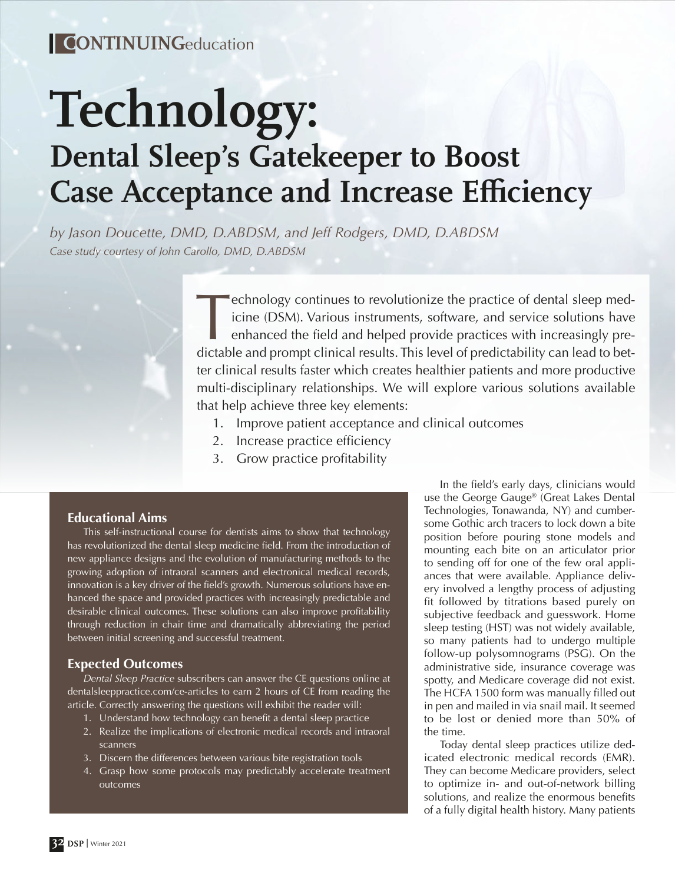CONTINUINGeducation

# Technology:

## Dental Sleep's Gatekeeper to Boost Case Acceptance and Increase Efficiency

*by Jason Doucette, DMD, D.ABDSM, and Jeff Rodgers, DMD, D.ABDSM*

*Case study courtesy of John Carollo, DMD, D.ABDSM*

Technology continues to revolutionize the practice of dental sleep medicine (DSM). Various instruments, software, and service solutions have enhanced the field and helped provide practices with increasingly predictable and prompt clinical results. This level of predictability can lead to better clinical results faster which creates healthier patients and more productive multi-disciplinary relationships. We will explore various solutions available that help achieve three key elements:

1. Improve patient acceptance and clinical outcomes
2. Increase practice efficiency
3. Grow practice profitability

### Educational Aims

This self-instructional course for dentists aims to show that technology has revolutionized the dental sleep medicine field. From the introduction of new appliance designs and the evolution of manufacturing methods to the growing adoption of intraoral scanners and electronical medical records, innovation is a key driver of the field's growth. Numerous solutions have enhanced the space and provided practices with increasingly predictable and desirable clinical outcomes. These solutions can also improve profitability through reduction in chair time and dramatically abbreviating the period between initial screening and successful treatment.

### Expected Outcomes

*Dental Sleep Practice* subscribers can answer the CE questions online at dentalsleeppractice.com/ce-articles to earn 2 hours of CE from reading the article. Correctly answering the questions will exhibit the reader will:

1. Understand how technology can benefit a dental sleep practice
2. Realize the implications of electronic medical records and intraoral scanners
3. Discern the differences between various bite registration tools
4. Grasp how some protocols may predictably accelerate treatment outcomes

In the field's early days, clinicians would use the George Gauge® (Great Lakes Dental Technologies, Tonawanda, NY) and cumbersome Gothic arch tracers to lock down a bite position before pouring stone models and mounting each bite on an articulator prior to sending off for one of the few oral appliances that were available. Appliance delivery involved a lengthy process of adjusting fit followed by titrations based purely on subjective feedback and guesswork. Home sleep testing (HST) was not widely available, so many patients had to undergo multiple follow-up polysomnograms (PSG). On the administrative side, insurance coverage was spotty, and Medicare coverage did not exist. The HCFA 1500 form was manually filled out in pen and mailed in via snail mail. It seemed to be lost or denied more than 50% of the time.

Today dental sleep practices utilize dedicated electronic medical records (EMR). They can become Medicare providers, select to optimize in- and out-of-network billing solutions, and realize the enormous benefits of a fully digital health history. Many patients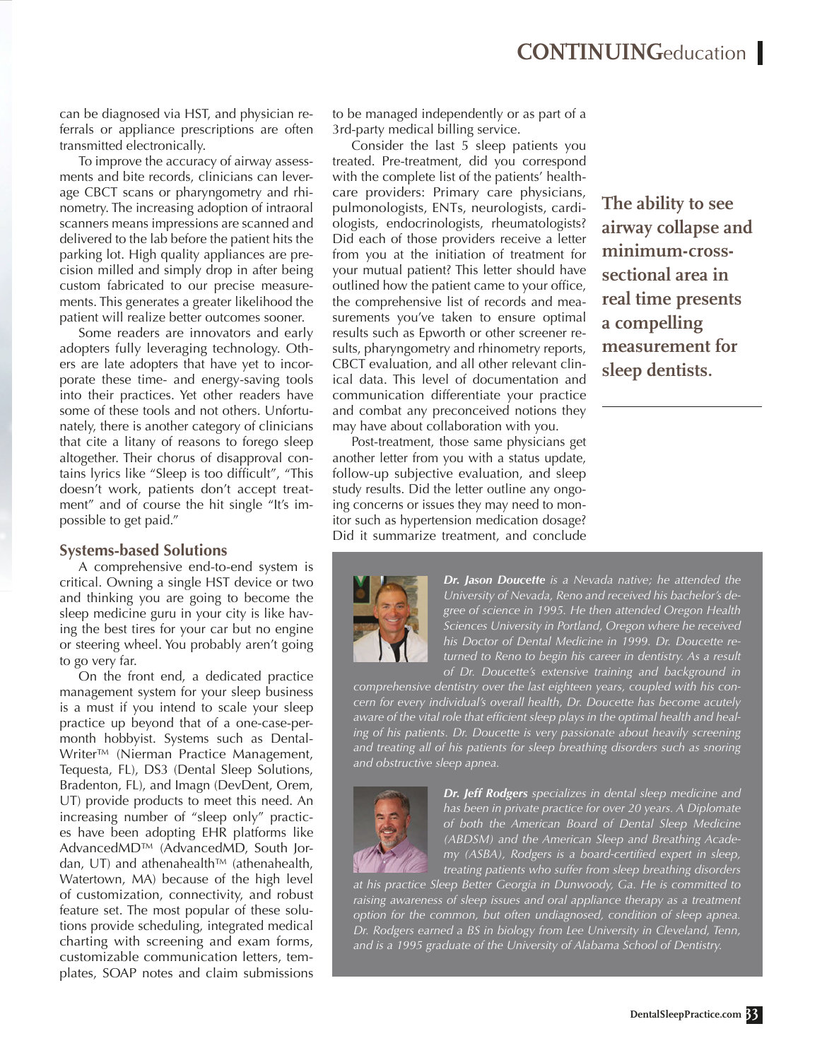can be diagnosed via HST, and physician referrals or appliance prescriptions are often transmitted electronically.

To improve the accuracy of airway assessments and bite records, clinicians can leverage CBCT scans or pharyngometry and rhinometry. The increasing adoption of intraoral scanners means impressions are scanned and delivered to the lab before the patient hits the parking lot. High quality appliances are precision milled and simply drop in after being custom fabricated to our precise measurements. This generates a greater likelihood the patient will realize better outcomes sooner.

Some readers are innovators and early adopters fully leveraging technology. Others are late adopters that have yet to incorporate these time- and energy-saving tools into their practices. Yet other readers have some of these tools and not others. Unfortunately, there is another category of clinicians that cite a litany of reasons to forego sleep altogether. Their chorus of disapproval contains lyrics like "Sleep is too difficult", "This doesn't work, patients don't accept treatment" and of course the hit single "It's impossible to get paid."

### Systems-based Solutions

A comprehensive end-to-end system is critical. Owning a single HST device or two and thinking you are going to become the sleep medicine guru in your city is like having the best tires for your car but no engine or steering wheel. You probably aren't going to go very far.

On the front end, a dedicated practice management system for your sleep business is a must if you intend to scale your sleep practice up beyond that of a one-case-per-month hobbyist. Systems such as DentalWriter™ (Nierman Practice Management, Tequesta, FL), DS3 (Dental Sleep Solutions, Bradenton, FL), and Imagn (DevDent, Orem, UT) provide products to meet this need. An increasing number of "sleep only" practices have been adopting EHR platforms like AdvancedMD™ (AdvancedMD, South Jordan, UT) and athenahealth™ (athenahealth, Watertown, MA) because of the high level of customization, connectivity, and robust feature set. The most popular of these solutions provide scheduling, integrated medical charting with screening and exam forms, customizable communication letters, templates, SOAP notes and claim submissions to be managed independently or as part of a 3rd-party medical billing service.

Consider the last 5 sleep patients you treated. Pre-treatment, did you correspond with the complete list of the patients' healthcare providers: Primary care physicians, pulmonologists, ENTs, neurologists, cardiologists, endocrinologists, rheumatologists? Did each of those providers receive a letter from you at the initiation of treatment for your mutual patient? This letter should have outlined how the patient came to your office, the comprehensive list of records and measurements you've taken to ensure optimal results such as Epworth or other screener results, pharyngometry and rhinometry reports, CBCT evaluation, and all other relevant clinical data. This level of documentation and communication differentiate your practice and combat any preconceived notions they may have about collaboration with you.

Post-treatment, those same physicians get another letter from you with a status update, follow-up subjective evaluation, and sleep study results. Did the letter outline any ongoing concerns or issues they may need to monitor such as hypertension medication dosage? Did it summarize treatment, and conclude

**The ability to see airway collapse and minimum-cross-sectional area in real time presents a compelling measurement for sleep dentists.**

***Dr. Jason Doucette*** *is a Nevada native; he attended the University of Nevada, Reno and received his bachelor's degree of science in 1995. He then attended Oregon Health Sciences University in Portland, Oregon where he received his Doctor of Dental Medicine in 1999. Dr. Doucette returned to Reno to begin his career in dentistry. As a result of Dr. Doucette's extensive training and background in comprehensive dentistry over the last eighteen years, coupled with his concern for every individual's overall health, Dr. Doucette has become acutely aware of the vital role that efficient sleep plays in the optimal health and healing of his patients. Dr. Doucette is very passionate about heavily screening and treating all of his patients for sleep breathing disorders such as snoring and obstructive sleep apnea.*

***Dr. Jeff Rodgers*** *specializes in dental sleep medicine and has been in private practice for over 20 years. A Diplomate of both the American Board of Dental Sleep Medicine (ABDSM) and the American Sleep and Breathing Academy (ASBA), Rodgers is a board-certified expert in sleep, treating patients who suffer from sleep breathing disorders at his practice Sleep Better Georgia in Dunwoody, Ga. He is committed to raising awareness of sleep issues and oral appliance therapy as a treatment option for the common, but often undiagnosed, condition of sleep apnea. Dr. Rodgers earned a BS in biology from Lee University in Cleveland, Tenn, and is a 1995 graduate of the University of Alabama School of Dentistry.*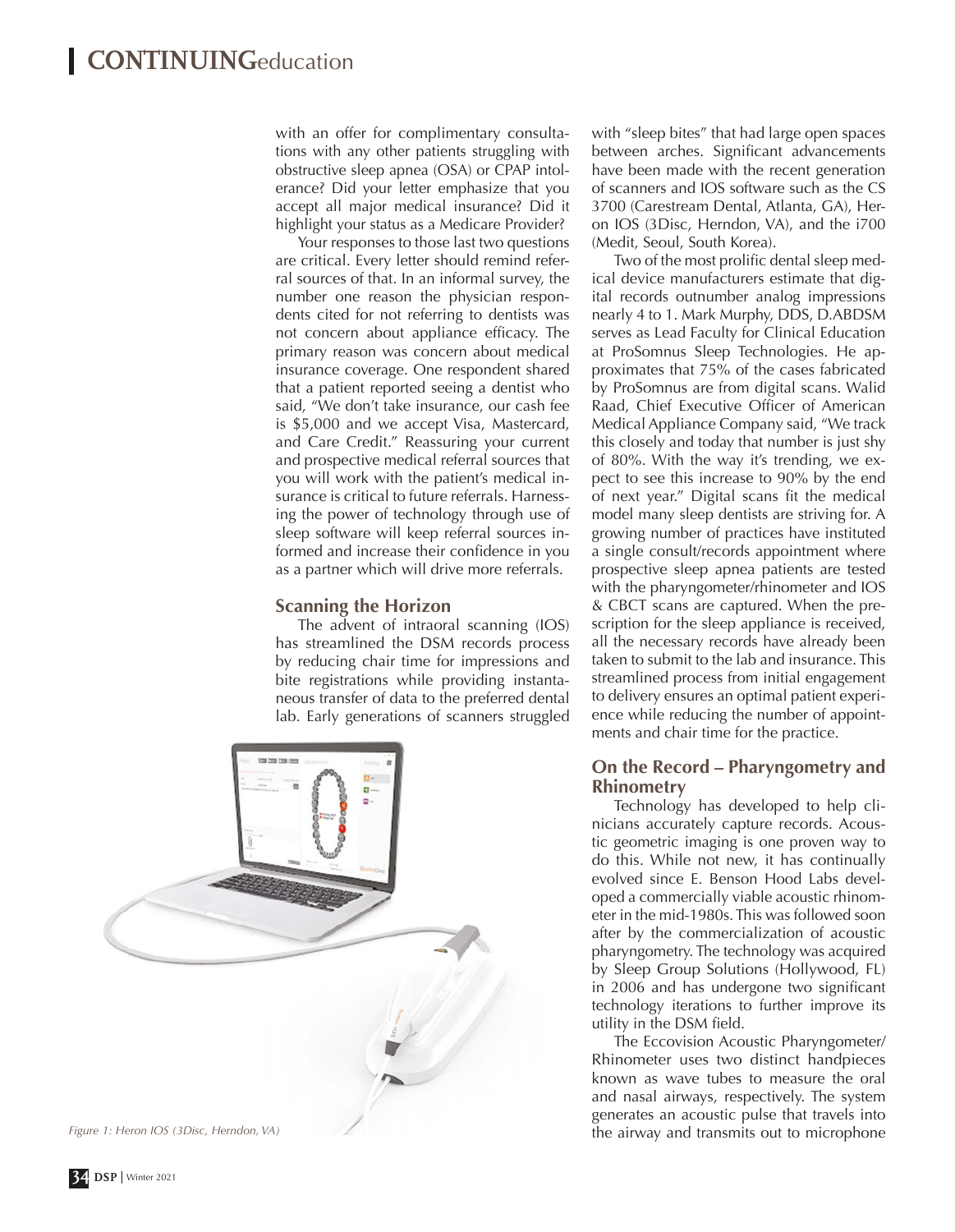with an offer for complimentary consultations with any other patients struggling with obstructive sleep apnea (OSA) or CPAP intolerance? Did your letter emphasize that you accept all major medical insurance? Did it highlight your status as a Medicare Provider?

Your responses to those last two questions are critical. Every letter should remind referral sources of that. In an informal survey, the number one reason the physician respondents cited for not referring to dentists was not concern about appliance efficacy. The primary reason was concern about medical insurance coverage. One respondent shared that a patient reported seeing a dentist who said, "We don't take insurance, our cash fee is $5,000 and we accept Visa, Mastercard, and Care Credit." Reassuring your current and prospective medical referral sources that you will work with the patient's medical insurance is critical to future referrals. Harnessing the power of technology through use of sleep software will keep referral sources informed and increase their confidence in you as a partner which will drive more referrals.

## Scanning the Horizon

The advent of intraoral scanning (IOS) has streamlined the DSM records process by reducing chair time for impressions and bite registrations while providing instantaneous transfer of data to the preferred dental lab. Early generations of scanners struggled with "sleep bites" that had large open spaces between arches. Significant advancements have been made with the recent generation of scanners and IOS software such as the CS 3700 (Carestream Dental, Atlanta, GA), Heron IOS (3Disc, Herndon, VA), and the i700 (Medit, Seoul, South Korea).

*Figure 1: Heron IOS (3Disc, Herndon, VA)*

Two of the most prolific dental sleep medical device manufacturers estimate that digital records outnumber analog impressions nearly 4 to 1. Mark Murphy, DDS, D.ABDSM serves as Lead Faculty for Clinical Education at ProSomnus Sleep Technologies. He approximates that 75% of the cases fabricated by ProSomnus are from digital scans. Walid Raad, Chief Executive Officer of American Medical Appliance Company said, "We track this closely and today that number is just shy of 80%. With the way it's trending, we expect to see this increase to 90% by the end of next year." Digital scans fit the medical model many sleep dentists are striving for. A growing number of practices have instituted a single consult/records appointment where prospective sleep apnea patients are tested with the pharyngometer/rhinometer and IOS & CBCT scans are captured. When the prescription for the sleep appliance is received, all the necessary records have already been taken to submit to the lab and insurance. This streamlined process from initial engagement to delivery ensures an optimal patient experience while reducing the number of appointments and chair time for the practice.

## On the Record – Pharyngometry and Rhinometry

Technology has developed to help clinicians accurately capture records. Acoustic geometric imaging is one proven way to do this. While not new, it has continually evolved since E. Benson Hood Labs developed a commercially viable acoustic rhinometer in the mid-1980s. This was followed soon after by the commercialization of acoustic pharyngometry. The technology was acquired by Sleep Group Solutions (Hollywood, FL) in 2006 and has undergone two significant technology iterations to further improve its utility in the DSM field.

The Eccovision Acoustic Pharyngometer/Rhinometer uses two distinct handpieces known as wave tubes to measure the oral and nasal airways, respectively. The system generates an acoustic pulse that travels into the airway and transmits out to microphone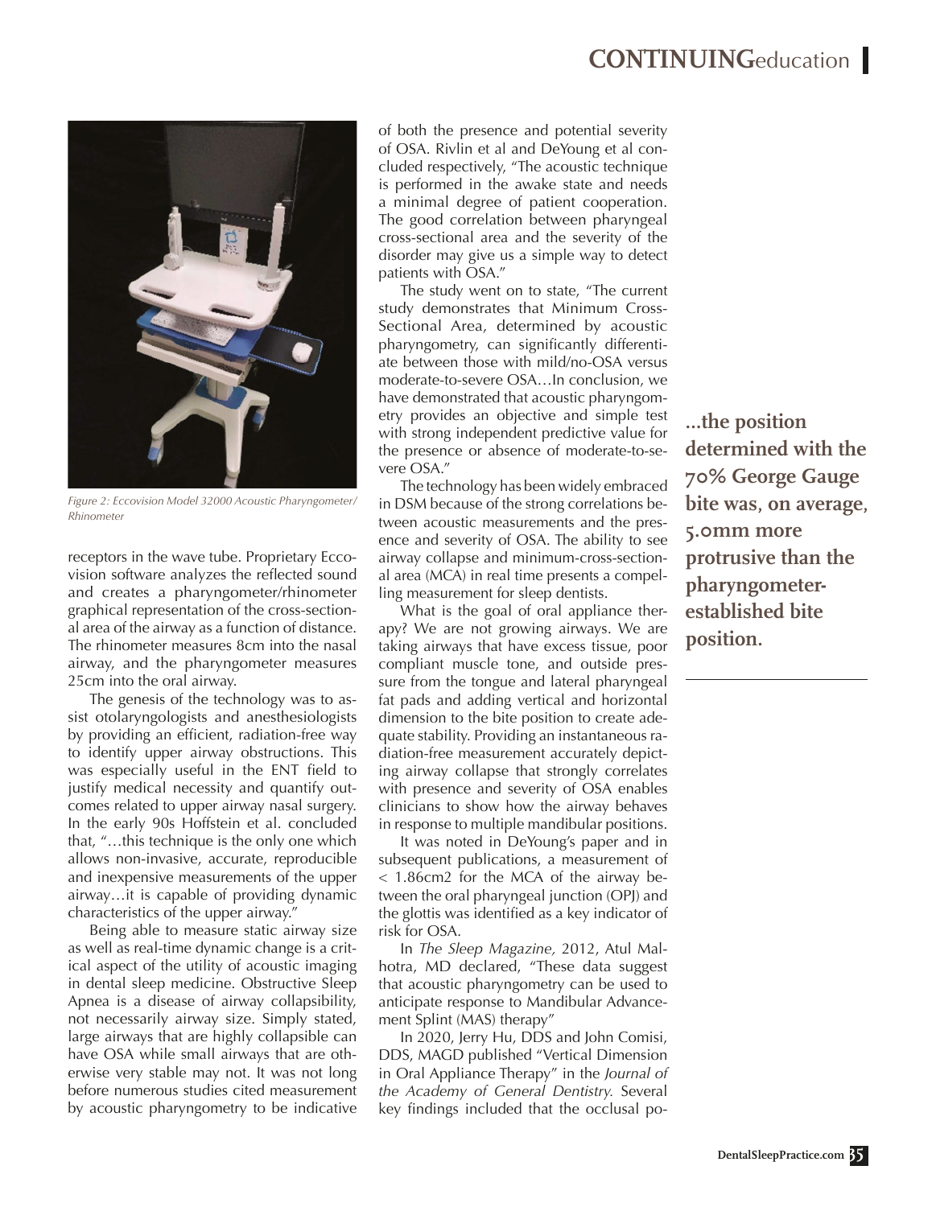Figure 2: Eccovision Model 32000 Acoustic Pharyngometer/ Rhinometer

receptors in the wave tube. Proprietary Eccovision software analyzes the reflected sound and creates a pharyngometer/rhinometer graphical representation of the cross-sectional area of the airway as a function of distance. The rhinometer measures 8cm into the nasal airway, and the pharyngometer measures 25cm into the oral airway.

The genesis of the technology was to assist otolaryngologists and anesthesiologists by providing an efficient, radiation-free way to identify upper airway obstructions. This was especially useful in the ENT field to justify medical necessity and quantify outcomes related to upper airway nasal surgery. In the early 90s Hoffstein et al. concluded that, "…this technique is the only one which allows non-invasive, accurate, reproducible and inexpensive measurements of the upper airway…it is capable of providing dynamic characteristics of the upper airway."

Being able to measure static airway size as well as real-time dynamic change is a critical aspect of the utility of acoustic imaging in dental sleep medicine. Obstructive Sleep Apnea is a disease of airway collapsibility, not necessarily airway size. Simply stated, large airways that are highly collapsible can have OSA while small airways that are otherwise very stable may not. It was not long before numerous studies cited measurement by acoustic pharyngometry to be indicative of both the presence and potential severity of OSA. Rivlin et al and DeYoung et al concluded respectively, "The acoustic technique is performed in the awake state and needs a minimal degree of patient cooperation. The good correlation between pharyngeal cross-sectional area and the severity of the disorder may give us a simple way to detect patients with OSA."

The study went on to state, "The current study demonstrates that Minimum Cross-Sectional Area, determined by acoustic pharyngometry, can significantly differentiate between those with mild/no-OSA versus moderate-to-severe OSA…In conclusion, we have demonstrated that acoustic pharyngometry provides an objective and simple test with strong independent predictive value for the presence or absence of moderate-to-severe OSA."

The technology has been widely embraced in DSM because of the strong correlations between acoustic measurements and the presence and severity of OSA. The ability to see airway collapse and minimum-cross-sectional area (MCA) in real time presents a compelling measurement for sleep dentists.

What is the goal of oral appliance therapy? We are not growing airways. We are taking airways that have excess tissue, poor compliant muscle tone, and outside pressure from the tongue and lateral pharyngeal fat pads and adding vertical and horizontal dimension to the bite position to create adequate stability. Providing an instantaneous radiation-free measurement accurately depicting airway collapse that strongly correlates with presence and severity of OSA enables clinicians to show how the airway behaves in response to multiple mandibular positions.

It was noted in DeYoung's paper and in subsequent publications, a measurement of < 1.86cm2 for the MCA of the airway between the oral pharyngeal junction (OPJ) and the glottis was identified as a key indicator of risk for OSA.

In *The Sleep Magazine,* 2012, Atul Malhotra, MD declared, "These data suggest that acoustic pharyngometry can be used to anticipate response to Mandibular Advancement Splint (MAS) therapy"

In 2020, Jerry Hu, DDS and John Comisi, DDS, MAGD published "Vertical Dimension in Oral Appliance Therapy" in the *Journal of the Academy of General Dentistry.* Several key findings included that the occlusal po-

**...the position determined with the 70% George Gauge bite was, on average, 5.0mm more protrusive than the pharyngometer-established bite position.**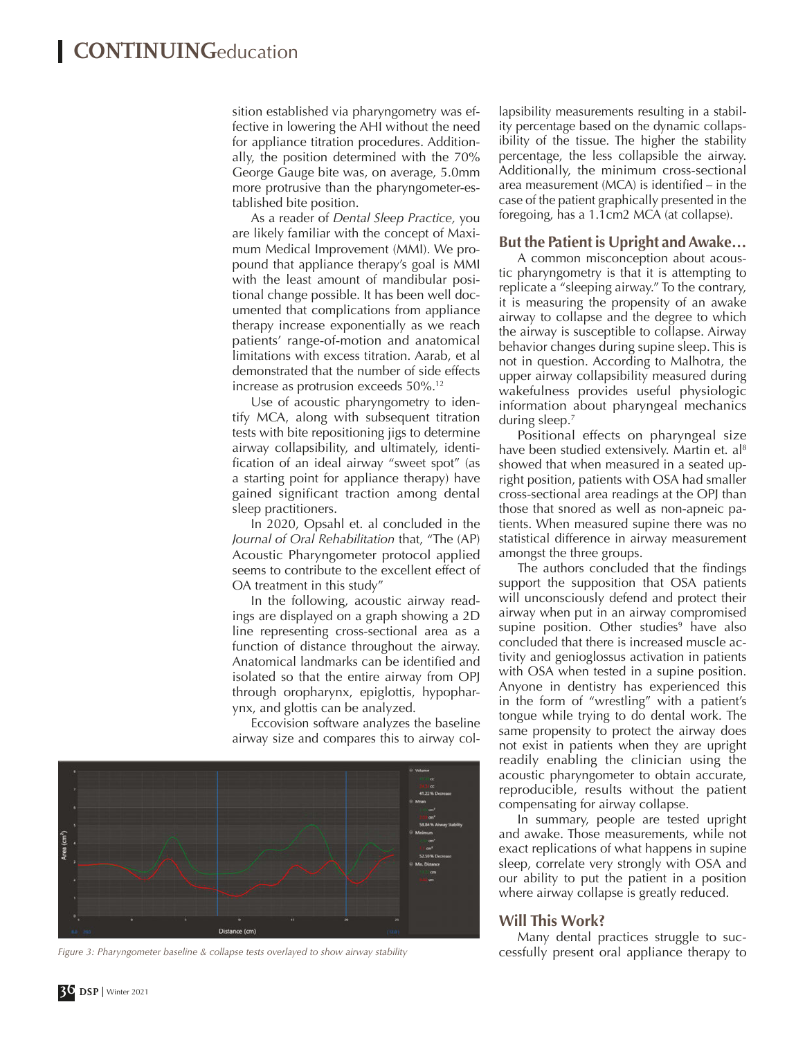sition established via pharyngometry was effective in lowering the AHI without the need for appliance titration procedures. Additionally, the position determined with the 70% George Gauge bite was, on average, 5.0mm more protrusive than the pharyngometer-established bite position.

As a reader of *Dental Sleep Practice*, you are likely familiar with the concept of Maximum Medical Improvement (MMI). We propound that appliance therapy's goal is MMI with the least amount of mandibular positional change possible. It has been well documented that complications from appliance therapy increase exponentially as we reach patients' range-of-motion and anatomical limitations with excess titration. Aarab, et al demonstrated that the number of side effects increase as protrusion exceeds 50%.[12]

Use of acoustic pharyngometry to identify MCA, along with subsequent titration tests with bite repositioning jigs to determine airway collapsibility, and ultimately, identification of an ideal airway "sweet spot" (as a starting point for appliance therapy) have gained significant traction among dental sleep practitioners.

In 2020, Opsahl et. al concluded in the *Journal of Oral Rehabilitation* that, "The (AP) Acoustic Pharyngometer protocol applied seems to contribute to the excellent effect of OA treatment in this study"

In the following, acoustic airway readings are displayed on a graph showing a 2D line representing cross-sectional area as a function of distance throughout the airway. Anatomical landmarks can be identified and isolated so that the entire airway from OPJ through oropharynx, epiglottis, hypopharynx, and glottis can be analyzed.

Eccovision software analyzes the baseline airway size and compares this to airway collapsibility measurements resulting in a stability percentage based on the dynamic collapsibility of the tissue. The higher the stability percentage, the less collapsible the airway. Additionally, the minimum cross-sectional area measurement (MCA) is identified – in the case of the patient graphically presented in the foregoing, has a 1.1cm2 MCA (at collapse).

*Figure 3: Pharyngometer baseline & collapse tests overlayed to show airway stability*

## But the Patient is Upright and Awake…

A common misconception about acoustic pharyngometry is that it is attempting to replicate a "sleeping airway." To the contrary, it is measuring the propensity of an awake airway to collapse and the degree to which the airway is susceptible to collapse. Airway behavior changes during supine sleep. This is not in question. According to Malhotra, the upper airway collapsibility measured during wakefulness provides useful physiologic information about pharyngeal mechanics during sleep.[7]

Positional effects on pharyngeal size have been studied extensively. Martin et. al[8] showed that when measured in a seated upright position, patients with OSA had smaller cross-sectional area readings at the OPJ than those that snored as well as non-apneic patients. When measured supine there was no statistical difference in airway measurement amongst the three groups.

The authors concluded that the findings support the supposition that OSA patients will unconsciously defend and protect their airway when put in an airway compromised supine position. Other studies[9] have also concluded that there is increased muscle activity and genioglossus activation in patients with OSA when tested in a supine position. Anyone in dentistry has experienced this in the form of "wrestling" with a patient's tongue while trying to do dental work. The same propensity to protect the airway does not exist in patients when they are upright readily enabling the clinician using the acoustic pharyngometer to obtain accurate, reproducible, results without the patient compensating for airway collapse.

In summary, people are tested upright and awake. Those measurements, while not exact replications of what happens in supine sleep, correlate very strongly with OSA and our ability to put the patient in a position where airway collapse is greatly reduced.

## Will This Work?

Many dental practices struggle to successfully present oral appliance therapy to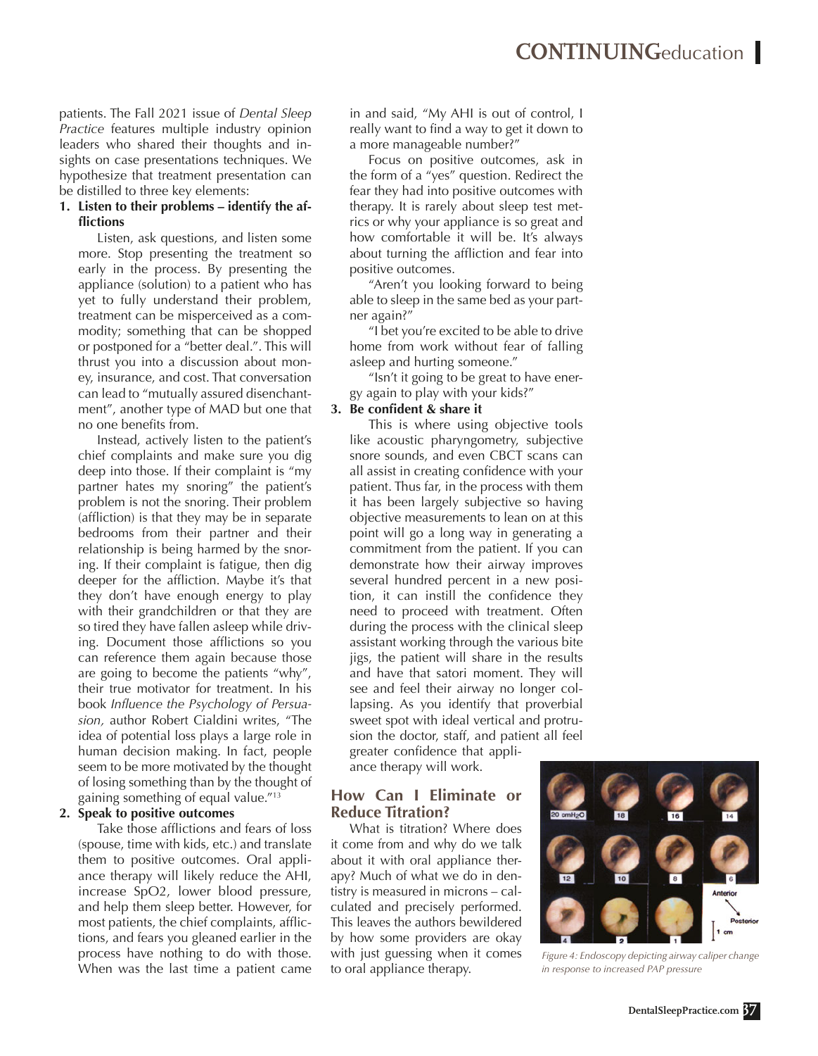patients. The Fall 2021 issue of *Dental Sleep Practice* features multiple industry opinion leaders who shared their thoughts and insights on case presentations techniques. We hypothesize that treatment presentation can be distilled to three key elements:

1. **Listen to their problems – identify the afflictions**

   Listen, ask questions, and listen some more. Stop presenting the treatment so early in the process. By presenting the appliance (solution) to a patient who has yet to fully understand their problem, treatment can be misperceived as a commodity; something that can be shopped or postponed for a "better deal.". This will thrust you into a discussion about money, insurance, and cost. That conversation can lead to "mutually assured disenchantment", another type of MAD but one that no one benefits from.

   Instead, actively listen to the patient's chief complaints and make sure you dig deep into those. If their complaint is "my partner hates my snoring" the patient's problem is not the snoring. Their problem (affliction) is that they may be in separate bedrooms from their partner and their relationship is being harmed by the snoring. If their complaint is fatigue, then dig deeper for the affliction. Maybe it's that they don't have enough energy to play with their grandchildren or that they are so tired they have fallen asleep while driving. Document those afflictions so you can reference them again because those are going to become the patients "why", their true motivator for treatment. In his book *Influence the Psychology of Persuasion,* author Robert Cialdini writes, "The idea of potential loss plays a large role in human decision making. In fact, people seem to be more motivated by the thought of losing something than by the thought of gaining something of equal value."[13]

2. **Speak to positive outcomes**

   Take those afflictions and fears of loss (spouse, time with kids, etc.) and translate them to positive outcomes. Oral appliance therapy will likely reduce the AHI, increase SpO2, lower blood pressure, and help them sleep better. However, for most patients, the chief complaints, afflictions, and fears you gleaned earlier in the process have nothing to do with those. When was the last time a patient came in and said, "My AHI is out of control, I really want to find a way to get it down to a more manageable number?"

   Focus on positive outcomes, ask in the form of a "yes" question. Redirect the fear they had into positive outcomes with therapy. It is rarely about sleep test metrics or why your appliance is so great and how comfortable it will be. It's always about turning the affliction and fear into positive outcomes.

   "Aren't you looking forward to being able to sleep in the same bed as your partner again?"

   "I bet you're excited to be able to drive home from work without fear of falling asleep and hurting someone."

   "Isn't it going to be great to have energy again to play with your kids?"

3. **Be confident & share it**

   This is where using objective tools like acoustic pharyngometry, subjective snore sounds, and even CBCT scans can all assist in creating confidence with your patient. Thus far, in the process with them it has been largely subjective so having objective measurements to lean on at this point will go a long way in generating a commitment from the patient. If you can demonstrate how their airway improves several hundred percent in a new position, it can instill the confidence they need to proceed with treatment. Often during the process with the clinical sleep assistant working through the various bite jigs, the patient will share in the results and have that satori moment. They will see and feel their airway no longer collapsing. As you identify that proverbial sweet spot with ideal vertical and protrusion the doctor, staff, and patient all feel greater confidence that appliance therapy will work.

## How Can I Eliminate or Reduce Titration?

What is titration? Where does it come from and why do we talk about it with oral appliance therapy? Much of what we do in dentistry is measured in microns – calculated and precisely performed. This leaves the authors bewildered by how some providers are okay with just guessing when it comes to oral appliance therapy.

*Figure 4: Endoscopy depicting airway caliper change in response to increased PAP pressure*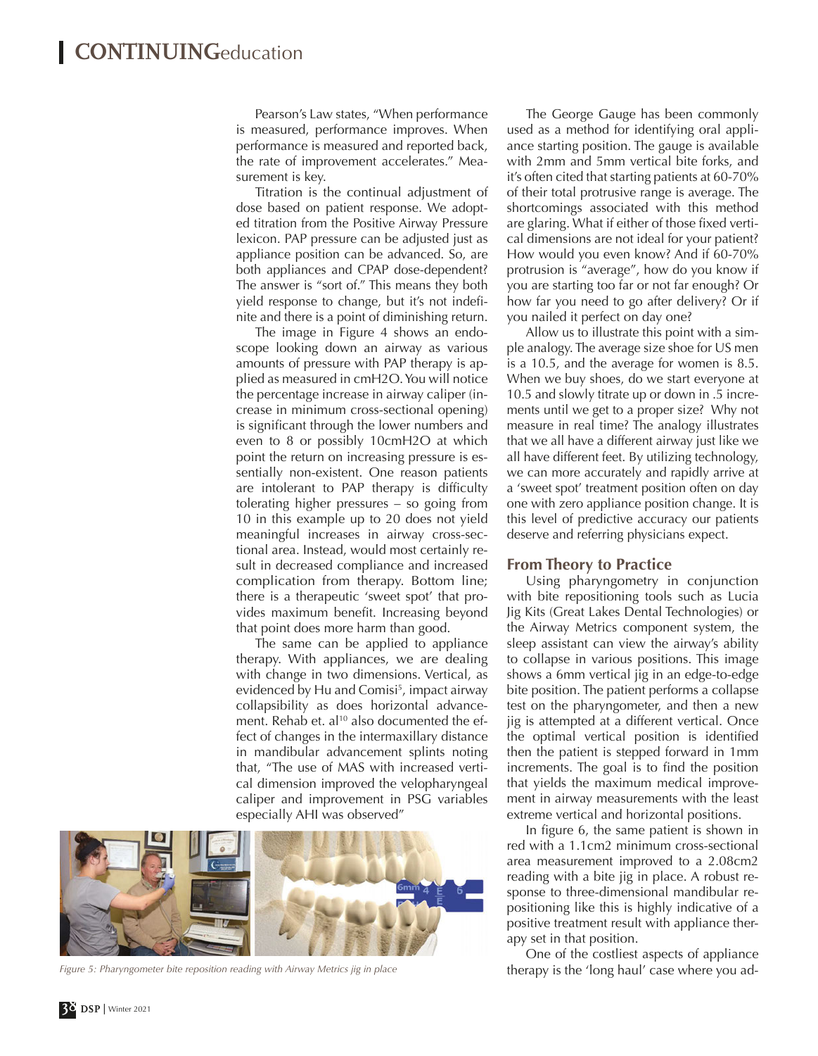Pearson's Law states, "When performance is measured, performance improves. When performance is measured and reported back, the rate of improvement accelerates." Measurement is key.

Titration is the continual adjustment of dose based on patient response. We adopted titration from the Positive Airway Pressure lexicon. PAP pressure can be adjusted just as appliance position can be advanced. So, are both appliances and CPAP dose-dependent? The answer is "sort of." This means they both yield response to change, but it's not indefinite and there is a point of diminishing return.

The image in Figure 4 shows an endoscope looking down an airway as various amounts of pressure with PAP therapy is applied as measured in cmH2O. You will notice the percentage increase in airway caliper (increase in minimum cross-sectional opening) is significant through the lower numbers and even to 8 or possibly 10cmH2O at which point the return on increasing pressure is essentially non-existent. One reason patients are intolerant to PAP therapy is difficulty tolerating higher pressures – so going from 10 in this example up to 20 does not yield meaningful increases in airway cross-sectional area. Instead, would most certainly result in decreased compliance and increased complication from therapy. Bottom line; there is a therapeutic 'sweet spot' that provides maximum benefit. Increasing beyond that point does more harm than good.

The same can be applied to appliance therapy. With appliances, we are dealing with change in two dimensions. Vertical, as evidenced by Hu and Comisi[5], impact airway collapsibility as does horizontal advancement. Rehab et. al[10] also documented the effect of changes in the intermaxillary distance in mandibular advancement splints noting that, "The use of MAS with increased vertical dimension improved the velopharyngeal caliper and improvement in PSG variables especially AHI was observed"

*Figure 5: Pharyngometer bite reposition reading with Airway Metrics jig in place*

The George Gauge has been commonly used as a method for identifying oral appliance starting position. The gauge is available with 2mm and 5mm vertical bite forks, and it's often cited that starting patients at 60-70% of their total protrusive range is average. The shortcomings associated with this method are glaring. What if either of those fixed vertical dimensions are not ideal for your patient? How would you even know? And if 60-70% protrusion is "average", how do you know if you are starting too far or not far enough? Or how far you need to go after delivery? Or if you nailed it perfect on day one?

Allow us to illustrate this point with a simple analogy. The average size shoe for US men is a 10.5, and the average for women is 8.5. When we buy shoes, do we start everyone at 10.5 and slowly titrate up or down in .5 increments until we get to a proper size? Why not measure in real time? The analogy illustrates that we all have a different airway just like we all have different feet. By utilizing technology, we can more accurately and rapidly arrive at a 'sweet spot' treatment position often on day one with zero appliance position change. It is this level of predictive accuracy our patients deserve and referring physicians expect.

## From Theory to Practice

Using pharyngometry in conjunction with bite repositioning tools such as Lucia Jig Kits (Great Lakes Dental Technologies) or the Airway Metrics component system, the sleep assistant can view the airway's ability to collapse in various positions. This image shows a 6mm vertical jig in an edge-to-edge bite position. The patient performs a collapse test on the pharyngometer, and then a new jig is attempted at a different vertical. Once the optimal vertical position is identified then the patient is stepped forward in 1mm increments. The goal is to find the position that yields the maximum medical improvement in airway measurements with the least extreme vertical and horizontal positions.

In figure 6, the same patient is shown in red with a 1.1cm2 minimum cross-sectional area measurement improved to a 2.08cm2 reading with a bite jig in place. A robust response to three-dimensional mandibular repositioning like this is highly indicative of a positive treatment result with appliance therapy set in that position.

One of the costliest aspects of appliance therapy is the 'long haul' case where you ad-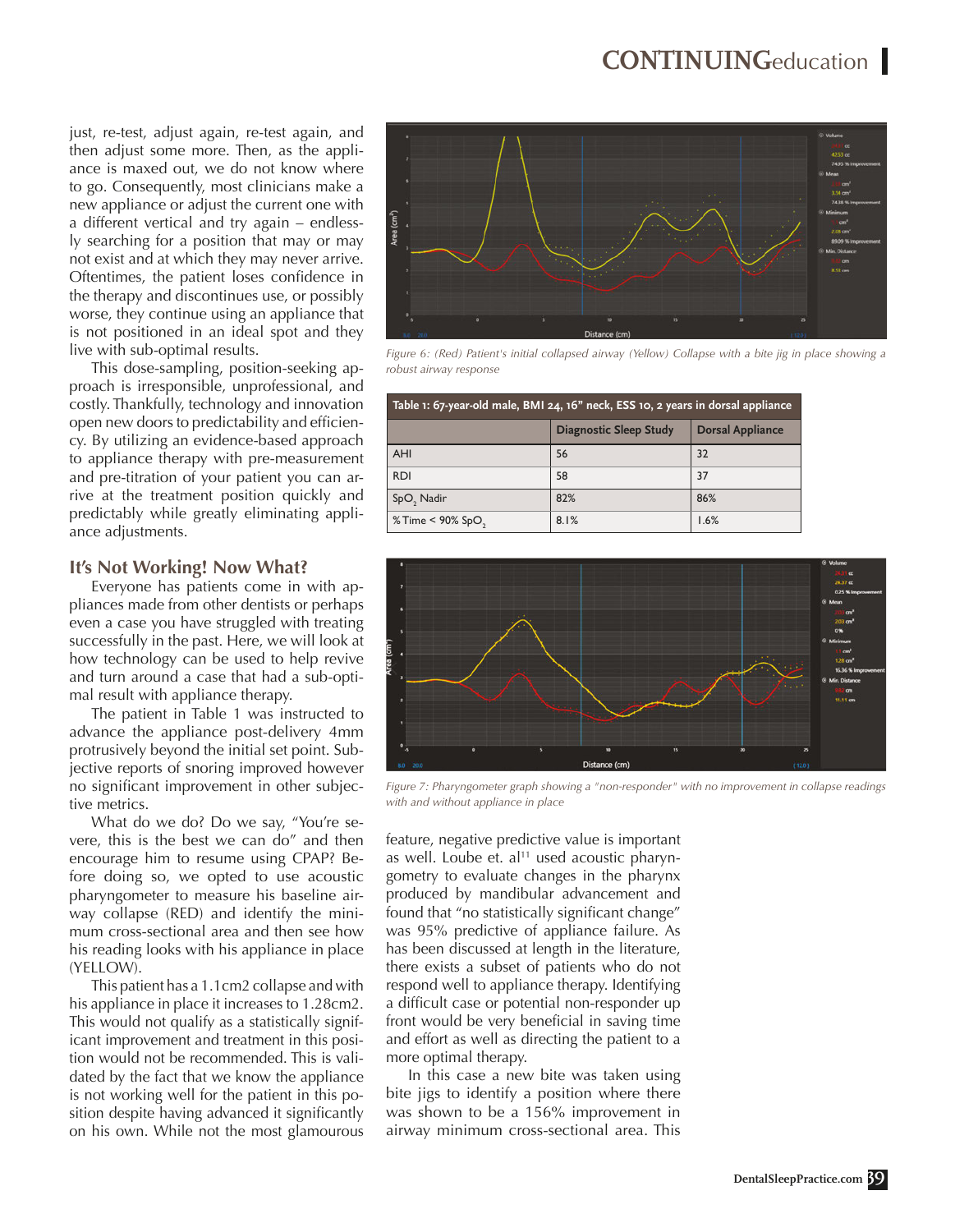just, re-test, adjust again, re-test again, and then adjust some more. Then, as the appliance is maxed out, we do not know where to go. Consequently, most clinicians make a new appliance or adjust the current one with a different vertical and try again – endlessly searching for a position that may or may not exist and at which they may never arrive. Oftentimes, the patient loses confidence in the therapy and discontinues use, or possibly worse, they continue using an appliance that is not positioned in an ideal spot and they live with sub-optimal results.

This dose-sampling, position-seeking approach is irresponsible, unprofessional, and costly. Thankfully, technology and innovation open new doors to predictability and efficiency. By utilizing an evidence-based approach to appliance therapy with pre-measurement and pre-titration of your patient you can arrive at the treatment position quickly and predictably while greatly eliminating appliance adjustments.

## It's Not Working! Now What?

Everyone has patients come in with appliances made from other dentists or perhaps even a case you have struggled with treating successfully in the past. Here, we will look at how technology can be used to help revive and turn around a case that had a sub-optimal result with appliance therapy.

The patient in Table 1 was instructed to advance the appliance post-delivery 4mm protrusively beyond the initial set point. Subjective reports of snoring improved however no significant improvement in other subjective metrics.

What do we do? Do we say, "You're severe, this is the best we can do" and then encourage him to resume using CPAP? Before doing so, we opted to use acoustic pharyngometer to measure his baseline airway collapse (RED) and identify the minimum cross-sectional area and then see how his reading looks with his appliance in place (YELLOW).

This patient has a 1.1cm2 collapse and with his appliance in place it increases to 1.28cm2. This would not qualify as a statistically significant improvement and treatment in this position would not be recommended. This is validated by the fact that we know the appliance is not working well for the patient in this position despite having advanced it significantly on his own. While not the most glamourous feature, negative predictive value is important as well. Loube et. al[11] used acoustic pharyngometry to evaluate changes in the pharynx produced by mandibular advancement and found that "no statistically significant change" was 95% predictive of appliance failure. As has been discussed at length in the literature, there exists a subset of patients who do not respond well to appliance therapy. Identifying a difficult case or potential non-responder up front would be very beneficial in saving time and effort as well as directing the patient to a more optimal therapy.

In this case a new bite was taken using bite jigs to identify a position where there was shown to be a 156% improvement in airway minimum cross-sectional area. This

*Figure 6: (Red) Patient's initial collapsed airway (Yellow) Collapse with a bite jig in place showing a robust airway response*

**Table 1: 67-year-old male, BMI 24, 16" neck, ESS 10, 2 years in dorsal appliance**

| | Diagnostic Sleep Study | Dorsal Appliance |
|---|---|---|
| AHI | 56 | 32 |
| RDI | 58 | 37 |
| $SpO_2$ Nadir | 82% | 86% |
| % Time < 90% $SpO_2$ | 8.1% | 1.6% |

*Figure 7: Pharyngometer graph showing a "non-responder" with no improvement in collapse readings with and without appliance in place*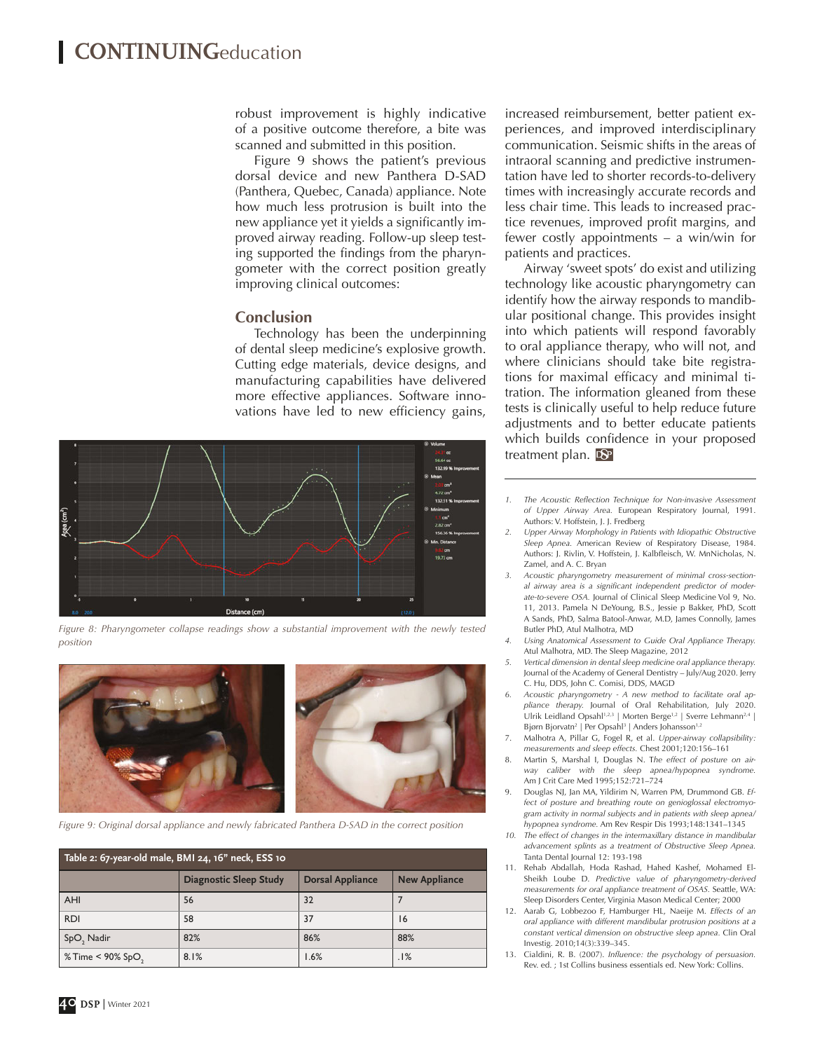robust improvement is highly indicative of a positive outcome therefore, a bite was scanned and submitted in this position.

Figure 9 shows the patient's previous dorsal device and new Panthera D-SAD (Panthera, Quebec, Canada) appliance. Note how much less protrusion is built into the new appliance yet it yields a significantly improved airway reading. Follow-up sleep testing supported the findings from the pharyngometer with the correct position greatly improving clinical outcomes:

Area (cm²)

Distance (cm)

Volume
24.28 cc
56.61 cc
132.99 % Improvement
Mean
2.03 cm²
4.72 cm²
132.51 % Improvement
Minimum
1.1 cm²
2.82 cm²
156.36 % Improvement
Min. Distance
9.62 cm
19.71 cm

*Figure 8: Pharyngometer collapse readings show a substantial improvement with the newly tested position*

*Figure 9: Original dorsal appliance and newly fabricated Panthera D-SAD in the correct position*

**Table 2: 67-year-old male, BMI 24, 16" neck, ESS 10**

| | Diagnostic Sleep Study | Dorsal Appliance | New Appliance |
|---|---|---|---|
| AHI | 56 | 32 | 7 |
| RDI | 58 | 37 | 16 |
| $SpO_2$ Nadir | 82% | 86% | 88% |
| % Time < 90% $SpO_2$ | 8.1% | 1.6% | .1% |

## Conclusion

Technology has been the underpinning of dental sleep medicine's explosive growth. Cutting edge materials, device designs, and manufacturing capabilities have delivered more effective appliances. Software innovations have led to new efficiency gains, increased reimbursement, better patient experiences, and improved interdisciplinary communication. Seismic shifts in the areas of intraoral scanning and predictive instrumentation have led to shorter records-to-delivery times with increasingly accurate records and less chair time. This leads to increased practice revenues, improved profit margins, and fewer costly appointments – a win/win for patients and practices.

Airway 'sweet spots' do exist and utilizing technology like acoustic pharyngometry can identify how the airway responds to mandibular positional change. This provides insight into which patients will respond favorably to oral appliance therapy, who will not, and where clinicians should take bite registrations for maximal efficacy and minimal titration. The information gleaned from these tests is clinically useful to help reduce future adjustments and to better educate patients which builds confidence in your proposed treatment plan.

1. *The Acoustic Reflection Technique for Non-invasive Assessment of Upper Airway Area.* European Respiratory Journal, 1991. Authors: V. Hoffstein, J. J. Fredberg
2. *Upper Airway Morphology in Patients with Idiopathic Obstructive Sleep Apnea.* American Review of Respiratory Disease, 1984. Authors: J. Rivlin, V. Hoffstein, J. Kalbfleisch, W. MnNicholas, N. Zamel, and A. C. Bryan
3. *Acoustic pharyngometry measurement of minimal cross-sectional airway area is a significant independent predictor of moderate-to-severe OSA.* Journal of Clinical Sleep Medicine Vol 9, No. 11, 2013. Pamela N DeYoung, B.S., Jessie p Bakker, PhD, Scott A Sands, PhD, Salma Batool-Anwar, M.D, James Connolly, James Butler PhD, Atul Malhotra, MD
4. *Using Anatomical Assessment to Guide Oral Appliance Therapy.* Atul Malhotra, MD. The Sleep Magazine, 2012
5. *Vertical dimension in dental sleep medicine oral appliance therapy.* Journal of the Academy of General Dentistry – July/Aug 2020. Jerry C. Hu, DDS, John C. Comisi, DDS, MAGD
6. *Acoustic pharyngometry - A new method to facilitate oral appliance therapy.* Journal of Oral Rehabilitation, July 2020. Ulrik Leidland Opsahl[1,2,3] | Morten Berge[1,2] | Sverre Lehmann[2,4] | Bjørn Bjorvatn[2] | Per Opsahl[3] | Anders Johansson[1,2]
7. Malhotra A, Pillar G, Fogel R, et al. *Upper-airway collapsibility: measurements and sleep effects.* Chest 2001;120:156–161
8. Martin S, Marshal I, Douglas N. *The effect of posture on airway caliber with the sleep apnea/hypopnea syndrome.* Am J Crit Care Med 1995;152:721–724
9. Douglas NJ, Jan MA, Yildirim N, Warren PM, Drummond GB. *Effect of posture and breathing route on genioglossal electromyogram activity in normal subjects and in patients with sleep apnea/hypopnea syndrome.* Am Rev Respir Dis 1993;148:1341–1345
10. *The effect of changes in the intermaxillary distance in mandibular advancement splints as a treatment of Obstructive Sleep Apnea.* Tanta Dental Journal 12: 193-198
11. Rehab Abdallah, Hoda Rashad, Hahed Kashef, Mohamed El-Sheikh Loube D. *Predictive value of pharyngometry-derived measurements for oral appliance treatment of OSAS.* Seattle, WA: Sleep Disorders Center, Virginia Mason Medical Center; 2000
12. Aarab G, Lobbezoo F, Hamburger HL, Naeije M. *Effects of an oral appliance with different mandibular protrusion positions at a constant vertical dimension on obstructive sleep apnea.* Clin Oral Investig. 2010;14(3):339–345.
13. Cialdini, R. B. (2007). *Influence: the psychology of persuasion.* Rev. ed. ; 1st Collins business essentials ed. New York: Collins.